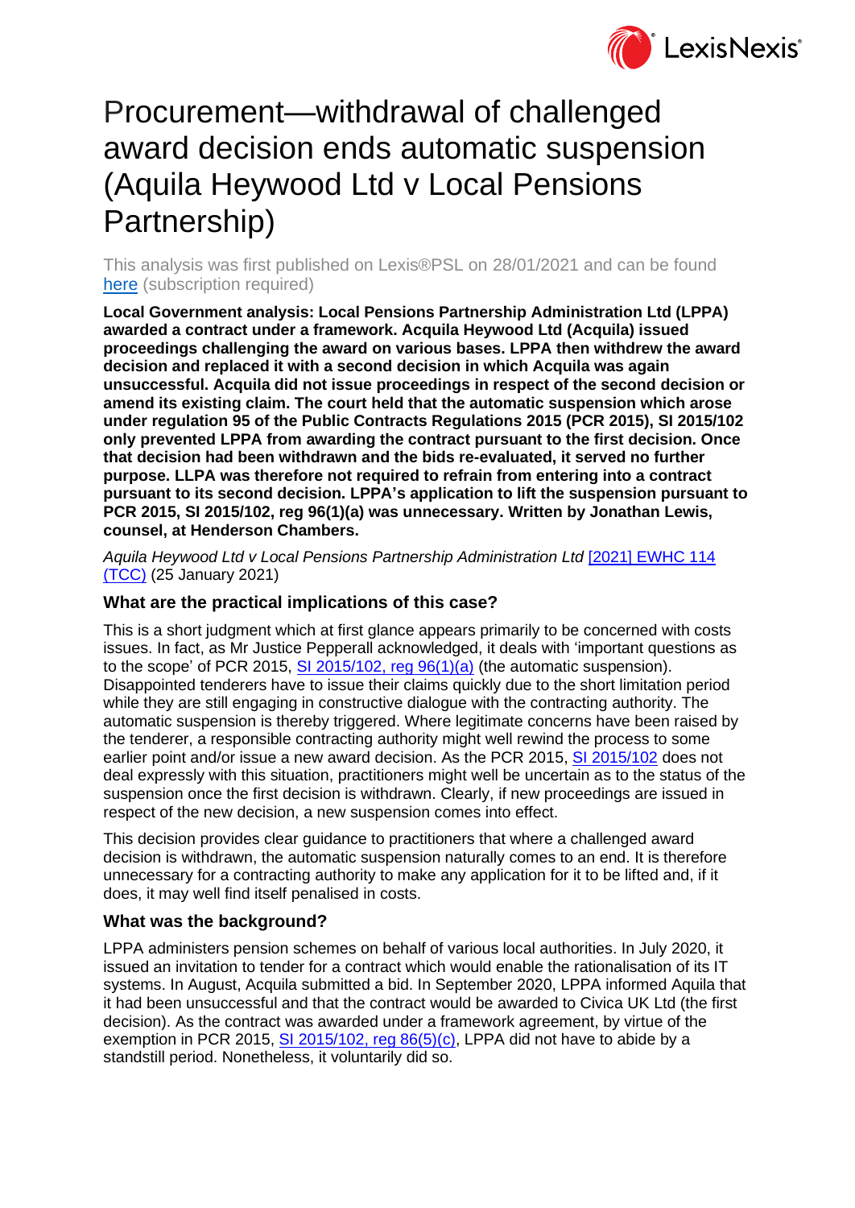# Procurement—withdrawal of challenged award decision ends automatic suspension (Aquila Heywood Ltd v Local Pensions Partnership)

This analysis was first published on Lexis®PSL on 28/01/2021 and can be found [here](#) (subscription required)

**Local Government analysis: Local Pensions Partnership Administration Ltd (LPPA) awarded a contract under a framework. Acquila Heywood Ltd (Acquila) issued proceedings challenging the award on various bases. LPPA then withdrew the award decision and replaced it with a second decision in which Acquila was again unsuccessful. Acquila did not issue proceedings in respect of the second decision or amend its existing claim. The court held that the automatic suspension which arose under regulation 95 of the Public Contracts Regulations 2015 (PCR 2015), SI 2015/102 only prevented LPPA from awarding the contract pursuant to the first decision. Once that decision had been withdrawn and the bids re-evaluated, it served no further purpose. LLPA was therefore not required to refrain from entering into a contract pursuant to its second decision. LPPA's application to lift the suspension pursuant to PCR 2015, SI 2015/102, reg 96(1)(a) was unnecessary. Written by Jonathan Lewis, counsel, at Henderson Chambers.**

*Aquila Heywood Ltd v Local Pensions Partnership Administration Ltd* [[2021] EWHC 114 (TCC)](#) (25 January 2021)

### What are the practical implications of this case?

This is a short judgment which at first glance appears primarily to be concerned with costs issues. In fact, as Mr Justice Pepperall acknowledged, it deals with 'important questions as to the scope' of PCR 2015, [SI 2015/102, reg 96(1)(a)](#) (the automatic suspension). Disappointed tenderers have to issue their claims quickly due to the short limitation period while they are still engaging in constructive dialogue with the contracting authority. The automatic suspension is thereby triggered. Where legitimate concerns have been raised by the tenderer, a responsible contracting authority might well rewind the process to some earlier point and/or issue a new award decision. As the PCR 2015, [SI 2015/102](#) does not deal expressly with this situation, practitioners might well be uncertain as to the status of the suspension once the first decision is withdrawn. Clearly, if new proceedings are issued in respect of the new decision, a new suspension comes into effect.

This decision provides clear guidance to practitioners that where a challenged award decision is withdrawn, the automatic suspension naturally comes to an end. It is therefore unnecessary for a contracting authority to make any application for it to be lifted and, if it does, it may well find itself penalised in costs.

### What was the background?

LPPA administers pension schemes on behalf of various local authorities. In July 2020, it issued an invitation to tender for a contract which would enable the rationalisation of its IT systems. In August, Acquila submitted a bid. In September 2020, LPPA informed Aquila that it had been unsuccessful and that the contract would be awarded to Civica UK Ltd (the first decision). As the contract was awarded under a framework agreement, by virtue of the exemption in PCR 2015, [SI 2015/102, reg 86(5)(c)](#), LPPA did not have to abide by a standstill period. Nonetheless, it voluntarily did so.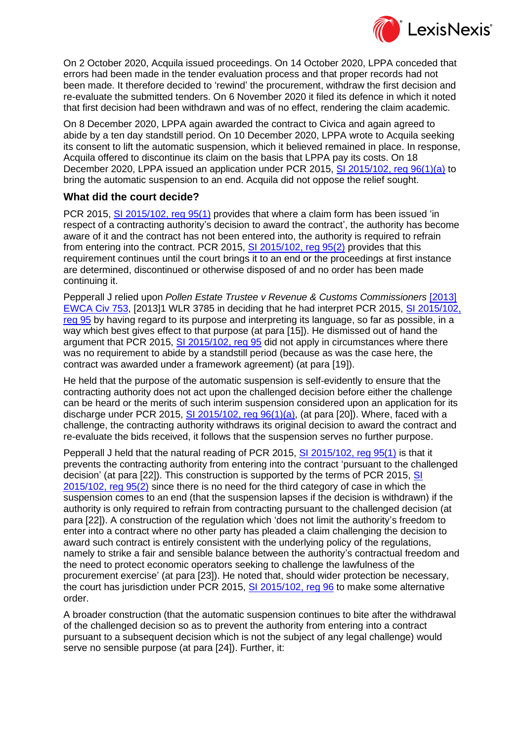On 2 October 2020, Acquila issued proceedings. On 14 October 2020, LPPA conceded that errors had been made in the tender evaluation process and that proper records had not been made. It therefore decided to 'rewind' the procurement, withdraw the first decision and re-evaluate the submitted tenders. On 6 November 2020 it filed its defence in which it noted that first decision had been withdrawn and was of no effect, rendering the claim academic.

On 8 December 2020, LPPA again awarded the contract to Civica and again agreed to abide by a ten day standstill period. On 10 December 2020, LPPA wrote to Acquila seeking its consent to lift the automatic suspension, which it believed remained in place. In response, Acquila offered to discontinue its claim on the basis that LPPA pay its costs. On 18 December 2020, LPPA issued an application under PCR 2015, SI 2015/102, reg 96(1)(a) to bring the automatic suspension to an end. Acquila did not oppose the relief sought.

### What did the court decide?

PCR 2015, SI 2015/102, reg 95(1) provides that where a claim form has been issued 'in respect of a contracting authority's decision to award the contract', the authority has become aware of it and the contract has not been entered into, the authority is required to refrain from entering into the contract. PCR 2015, SI 2015/102, reg 95(2) provides that this requirement continues until the court brings it to an end or the proceedings at first instance are determined, discontinued or otherwise disposed of and no order has been made continuing it.

Pepperall J relied upon *Pollen Estate Trustee v Revenue & Customs Commissioners* [2013] EWCA Civ 753, [2013]1 WLR 3785 in deciding that he had interpret PCR 2015, SI 2015/102, reg 95 by having regard to its purpose and interpreting its language, so far as possible, in a way which best gives effect to that purpose (at para [15]). He dismissed out of hand the argument that PCR 2015, SI 2015/102, reg 95 did not apply in circumstances where there was no requirement to abide by a standstill period (because as was the case here, the contract was awarded under a framework agreement) (at para [19]).

He held that the purpose of the automatic suspension is self-evidently to ensure that the contracting authority does not act upon the challenged decision before either the challenge can be heard or the merits of such interim suspension considered upon an application for its discharge under PCR 2015, SI 2015/102, reg 96(1)(a), (at para [20]). Where, faced with a challenge, the contracting authority withdraws its original decision to award the contract and re-evaluate the bids received, it follows that the suspension serves no further purpose.

Pepperall J held that the natural reading of PCR 2015, SI 2015/102, reg 95(1) is that it prevents the contracting authority from entering into the contract 'pursuant to the challenged decision' (at para [22]). This construction is supported by the terms of PCR 2015, SI 2015/102, reg 95(2) since there is no need for the third category of case in which the suspension comes to an end (that the suspension lapses if the decision is withdrawn) if the authority is only required to refrain from contracting pursuant to the challenged decision (at para [22]). A construction of the regulation which 'does not limit the authority's freedom to enter into a contract where no other party has pleaded a claim challenging the decision to award such contract is entirely consistent with the underlying policy of the regulations, namely to strike a fair and sensible balance between the authority's contractual freedom and the need to protect economic operators seeking to challenge the lawfulness of the procurement exercise' (at para [23]). He noted that, should wider protection be necessary, the court has jurisdiction under PCR 2015, SI 2015/102, reg 96 to make some alternative order.

A broader construction (that the automatic suspension continues to bite after the withdrawal of the challenged decision so as to prevent the authority from entering into a contract pursuant to a subsequent decision which is not the subject of any legal challenge) would serve no sensible purpose (at para [24]). Further, it: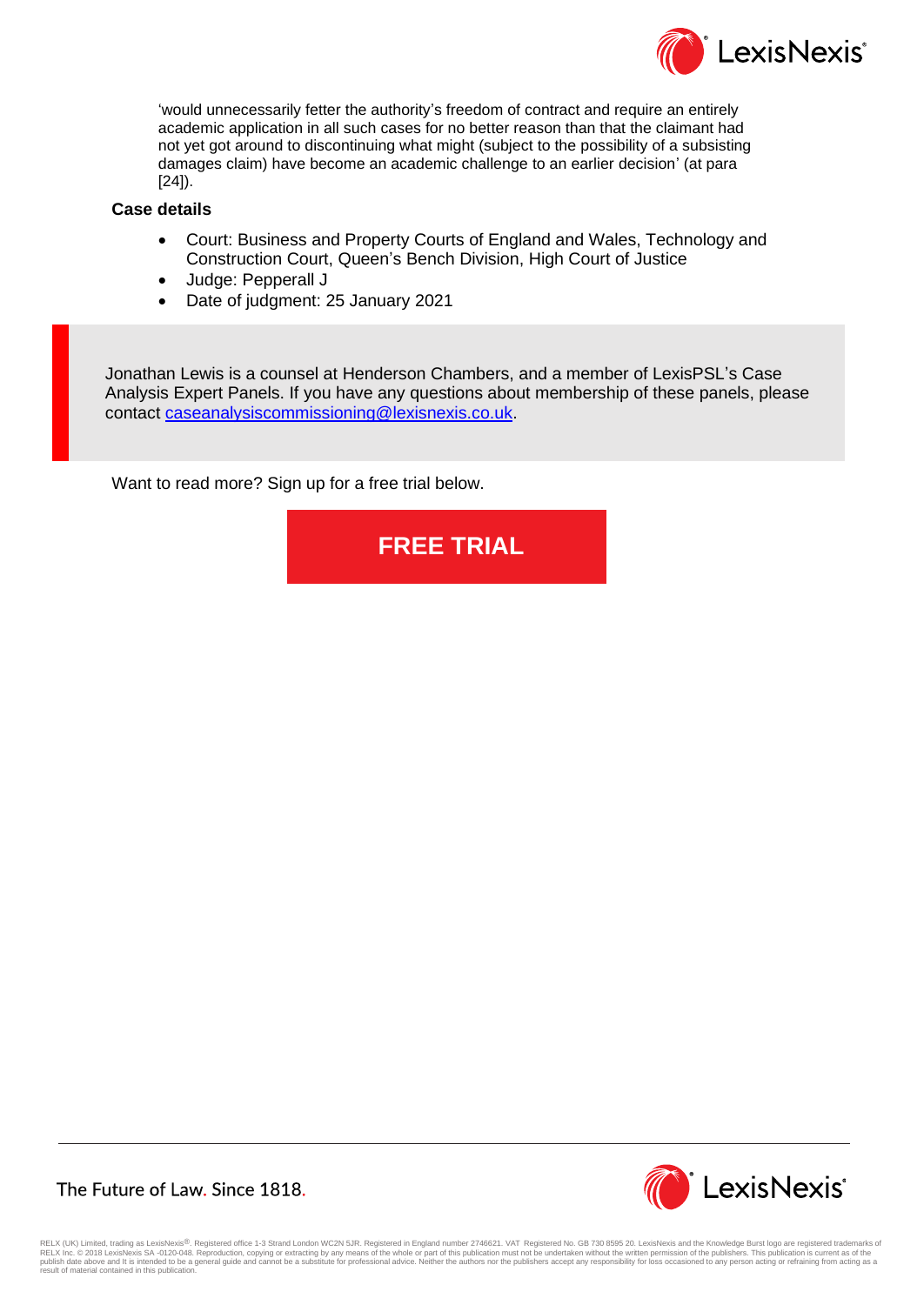'would unnecessarily fetter the authority's freedom of contract and require an entirely academic application in all such cases for no better reason than that the claimant had not yet got around to discontinuing what might (subject to the possibility of a subsisting damages claim) have become an academic challenge to an earlier decision' (at para [24]).

**Case details**

- Court: Business and Property Courts of England and Wales, Technology and Construction Court, Queen's Bench Division, High Court of Justice
- Judge: Pepperall J
- Date of judgment: 25 January 2021

Jonathan Lewis is a counsel at Henderson Chambers, and a member of LexisPSL's Case Analysis Expert Panels. If you have any questions about membership of these panels, please contact caseanalysiscommissioning@lexisnexis.co.uk.

Want to read more? Sign up for a free trial below.

**FREE TRIAL**